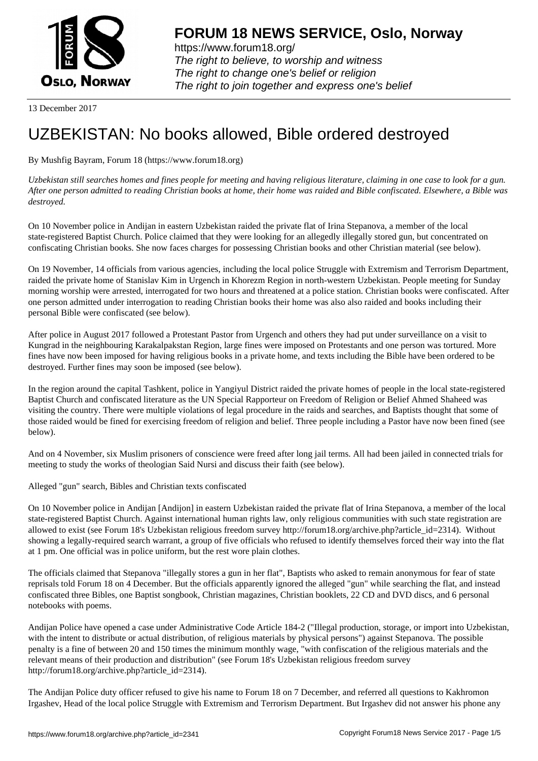13 December 2017

# UZBEKISTAN: No books allowed, Bible ordered destroyed

By Mushfig Bayram, Forum 18 (https://www.forum18.org)

*Uzbekistan still searches homes and fines people for meeting and having religious literature, claiming in one case to look for a gun. After one person admitted to reading Christian books at home, their home was raided and Bible confiscated. Elsewhere, a Bible was destroyed.*

On 10 November police in Andijan in eastern Uzbekistan raided the private flat of Irina Stepanova, a member of the local state-registered Baptist Church. Police claimed that they were looking for an allegedly illegally stored gun, but concentrated on confiscating Christian books. She now faces charges for possessing Christian books and other Christian material (see below).

On 19 November, 14 officials from various agencies, including the local police Struggle with Extremism and Terrorism Department, raided the private home of Stanislav Kim in Urgench in Khorezm Region in north-western Uzbekistan. People meeting for Sunday morning worship were arrested, interrogated for two hours and threatened at a police station. Christian books were confiscated. After one person admitted under interrogation to reading Christian books their home was also also raided and books including their personal Bible were confiscated (see below).

After police in August 2017 followed a Protestant Pastor from Urgench and others they had put under surveillance on a visit to Kungrad in the neighbouring Karakalpakstan Region, large fines were imposed on Protestants and one person was tortured. More fines have now been imposed for having religious books in a private home, and texts including the Bible have been ordered to be destroyed. Further fines may soon be imposed (see below).

In the region around the capital Tashkent, police in Yangiyul District raided the private homes of people in the local state-registered Baptist Church and confiscated literature as the UN Special Rapporteur on Freedom of Religion or Belief Ahmed Shaheed was visiting the country. There were multiple violations of legal procedure in the raids and searches, and Baptists thought that some of those raided would be fined for exercising freedom of religion and belief. Three people including a Pastor have now been fined (see below).

And on 4 November, six Muslim prisoners of conscience were freed after long jail terms. All had been jailed in connected trials for meeting to study the works of theologian Said Nursi and discuss their faith (see below).

Alleged "gun" search, Bibles and Christian texts confiscated

On 10 November police in Andijan [Andijon] in eastern Uzbekistan raided the private flat of Irina Stepanova, a member of the local state-registered Baptist Church. Against international human rights law, only religious communities with such state registration are allowed to exist (see Forum 18's Uzbekistan religious freedom survey http://forum18.org/archive.php?article_id=2314). Without showing a legally-required search warrant, a group of five officials who refused to identify themselves forced their way into the flat at 1 pm. One official was in police uniform, but the rest wore plain clothes.

The officials claimed that Stepanova "illegally stores a gun in her flat", Baptists who asked to remain anonymous for fear of state reprisals told Forum 18 on 4 December. But the officials apparently ignored the alleged "gun" while searching the flat, and instead confiscated three Bibles, one Baptist songbook, Christian magazines, Christian booklets, 22 CD and DVD discs, and 6 personal notebooks with poems.

Andijan Police have opened a case under Administrative Code Article 184-2 ("Illegal production, storage, or import into Uzbekistan, with the intent to distribute or actual distribution, of religious materials by physical persons") against Stepanova. The possible penalty is a fine of between 20 and 150 times the minimum monthly wage, "with confiscation of the religious materials and the relevant means of their production and distribution" (see Forum 18's Uzbekistan religious freedom survey http://forum18.org/archive.php?article_id=2314).

The Andijan Police duty officer refused to give his name to Forum 18 on 7 December, and referred all questions to Kakhromon Irgashev, Head of the local police Struggle with Extremism and Terrorism Department. But Irgashev did not answer his phone any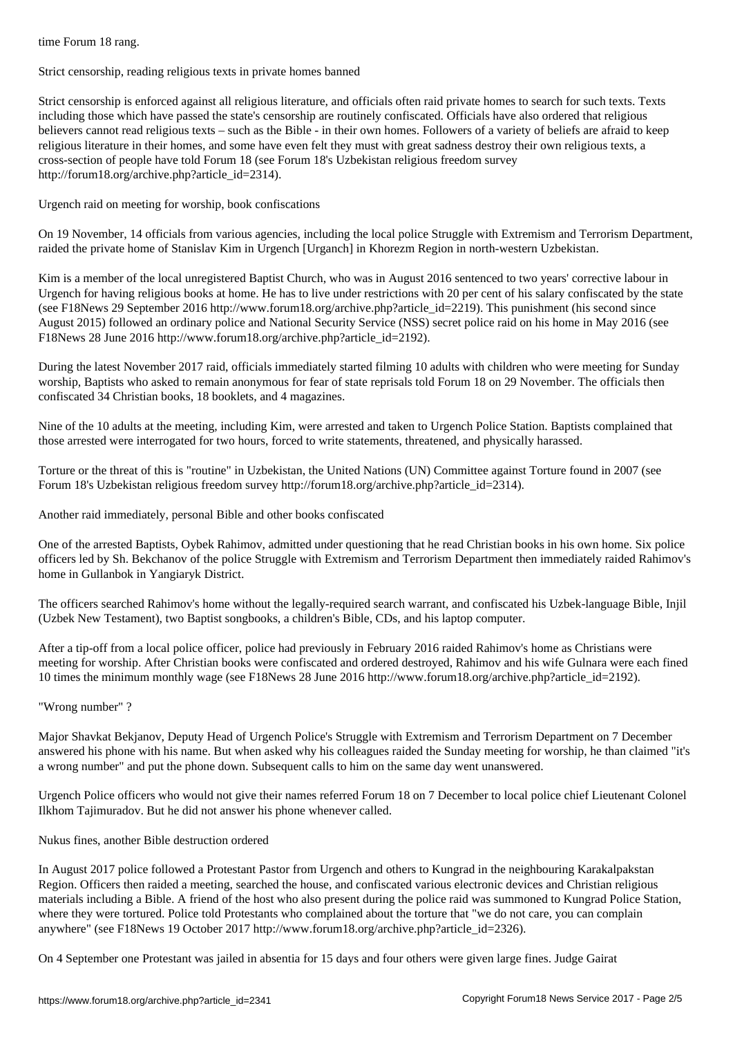time Forum 18 rang.

## Strict censorship, reading religious texts in private homes banned

Strict censorship is enforced against all religious literature, and officials often raid private homes to search for such texts. Texts including those which have passed the state's censorship are routinely confiscated. Officials have also ordered that religious believers cannot read religious texts – such as the Bible - in their own homes. Followers of a variety of beliefs are afraid to keep religious literature in their homes, and some have even felt they must with great sadness destroy their own religious texts, a cross-section of people have told Forum 18 (see Forum 18's Uzbekistan religious freedom survey http://forum18.org/archive.php?article_id=2314).

## Urgench raid on meeting for worship, book confiscations

On 19 November, 14 officials from various agencies, including the local police Struggle with Extremism and Terrorism Department, raided the private home of Stanislav Kim in Urgench [Urganch] in Khorezm Region in north-western Uzbekistan.

Kim is a member of the local unregistered Baptist Church, who was in August 2016 sentenced to two years' corrective labour in Urgench for having religious books at home. He has to live under restrictions with 20 per cent of his salary confiscated by the state (see F18News 29 September 2016 http://www.forum18.org/archive.php?article_id=2219). This punishment (his second since August 2015) followed an ordinary police and National Security Service (NSS) secret police raid on his home in May 2016 (see F18News 28 June 2016 http://www.forum18.org/archive.php?article_id=2192).

During the latest November 2017 raid, officials immediately started filming 10 adults with children who were meeting for Sunday worship, Baptists who asked to remain anonymous for fear of state reprisals told Forum 18 on 29 November. The officials then confiscated 34 Christian books, 18 booklets, and 4 magazines.

Nine of the 10 adults at the meeting, including Kim, were arrested and taken to Urgench Police Station. Baptists complained that those arrested were interrogated for two hours, forced to write statements, threatened, and physically harassed.

Torture or the threat of this is "routine" in Uzbekistan, the United Nations (UN) Committee against Torture found in 2007 (see Forum 18's Uzbekistan religious freedom survey http://forum18.org/archive.php?article_id=2314).

## Another raid immediately, personal Bible and other books confiscated

One of the arrested Baptists, Oybek Rahimov, admitted under questioning that he read Christian books in his own home. Six police officers led by Sh. Bekchanov of the police Struggle with Extremism and Terrorism Department then immediately raided Rahimov's home in Gullanbok in Yangiaryk District.

The officers searched Rahimov's home without the legally-required search warrant, and confiscated his Uzbek-language Bible, Injil (Uzbek New Testament), two Baptist songbooks, a children's Bible, CDs, and his laptop computer.

After a tip-off from a local police officer, police had previously in February 2016 raided Rahimov's home as Christians were meeting for worship. After Christian books were confiscated and ordered destroyed, Rahimov and his wife Gulnara were each fined 10 times the minimum monthly wage (see F18News 28 June 2016 http://www.forum18.org/archive.php?article_id=2192).

## "Wrong number" ?

Major Shavkat Bekjanov, Deputy Head of Urgench Police's Struggle with Extremism and Terrorism Department on 7 December answered his phone with his name. But when asked why his colleagues raided the Sunday meeting for worship, he than claimed "it's a wrong number" and put the phone down. Subsequent calls to him on the same day went unanswered.

Urgench Police officers who would not give their names referred Forum 18 on 7 December to local police chief Lieutenant Colonel Ilkhom Tajimuradov. But he did not answer his phone whenever called.

## Nukus fines, another Bible destruction ordered

In August 2017 police followed a Protestant Pastor from Urgench and others to Kungrad in the neighbouring Karakalpakstan Region. Officers then raided a meeting, searched the house, and confiscated various electronic devices and Christian religious materials including a Bible. A friend of the host who also present during the police raid was summoned to Kungrad Police Station, where they were tortured. Police told Protestants who complained about the torture that "we do not care, you can complain anywhere" (see F18News 19 October 2017 http://www.forum18.org/archive.php?article_id=2326).

On 4 September one Protestant was jailed in absentia for 15 days and four others were given large fines. Judge Gairat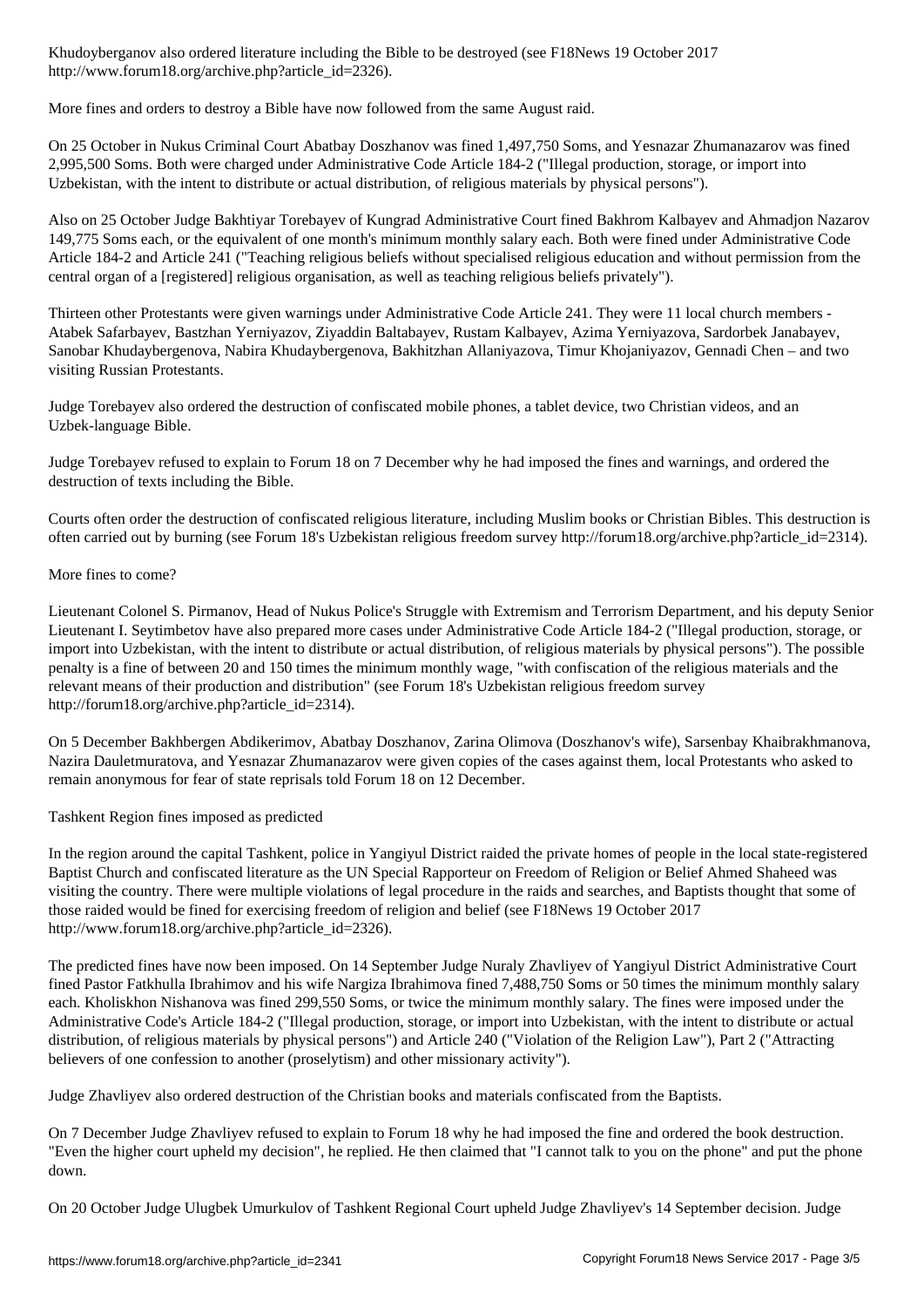Khudoyberganov also ordered literature including the Bible to be destroyed (see F18News 19 October 2017 http://www.forum18.org/archive.php?article_id=2326).

More fines and orders to destroy a Bible have now followed from the same August raid.

On 25 October in Nukus Criminal Court Abatbay Doszhanov was fined 1,497,750 Soms, and Yesnazar Zhumanazarov was fined 2,995,500 Soms. Both were charged under Administrative Code Article 184-2 ("Illegal production, storage, or import into Uzbekistan, with the intent to distribute or actual distribution, of religious materials by physical persons").

Also on 25 October Judge Bakhtiyar Torebayev of Kungrad Administrative Court fined Bakhrom Kalbayev and Ahmadjon Nazarov 149,775 Soms each, or the equivalent of one month's minimum monthly salary each. Both were fined under Administrative Code Article 184-2 and Article 241 ("Teaching religious beliefs without specialised religious education and without permission from the central organ of a [registered] religious organisation, as well as teaching religious beliefs privately").

Thirteen other Protestants were given warnings under Administrative Code Article 241. They were 11 local church members - Atabek Safarbayev, Bastzhan Yerniyazov, Ziyaddin Baltabayev, Rustam Kalbayev, Azima Yerniyazova, Sardorbek Janabayev, Sanobar Khudaybergenova, Nabira Khudaybergenova, Bakhitzhan Allaniyazova, Timur Khojaniyazov, Gennadi Chen – and two visiting Russian Protestants.

Judge Torebayev also ordered the destruction of confiscated mobile phones, a tablet device, two Christian videos, and an Uzbek-language Bible.

Judge Torebayev refused to explain to Forum 18 on 7 December why he had imposed the fines and warnings, and ordered the destruction of texts including the Bible.

Courts often order the destruction of confiscated religious literature, including Muslim books or Christian Bibles. This destruction is often carried out by burning (see Forum 18's Uzbekistan religious freedom survey http://forum18.org/archive.php?article_id=2314).

## More fines to come?

Lieutenant Colonel S. Pirmanov, Head of Nukus Police's Struggle with Extremism and Terrorism Department, and his deputy Senior Lieutenant I. Seytimbetov have also prepared more cases under Administrative Code Article 184-2 ("Illegal production, storage, or import into Uzbekistan, with the intent to distribute or actual distribution, of religious materials by physical persons"). The possible penalty is a fine of between 20 and 150 times the minimum monthly wage, "with confiscation of the religious materials and the relevant means of their production and distribution" (see Forum 18's Uzbekistan religious freedom survey http://forum18.org/archive.php?article_id=2314).

On 5 December Bakhbergen Abdikerimov, Abatbay Doszhanov, Zarina Olimova (Doszhanov's wife), Sarsenbay Khaibrakhmanova, Nazira Dauletmuratova, and Yesnazar Zhumanazarov were given copies of the cases against them, local Protestants who asked to remain anonymous for fear of state reprisals told Forum 18 on 12 December.

## Tashkent Region fines imposed as predicted

In the region around the capital Tashkent, police in Yangiyul District raided the private homes of people in the local state-registered Baptist Church and confiscated literature as the UN Special Rapporteur on Freedom of Religion or Belief Ahmed Shaheed was visiting the country. There were multiple violations of legal procedure in the raids and searches, and Baptists thought that some of those raided would be fined for exercising freedom of religion and belief (see F18News 19 October 2017 http://www.forum18.org/archive.php?article_id=2326).

The predicted fines have now been imposed. On 14 September Judge Nuraly Zhavliyev of Yangiyul District Administrative Court fined Pastor Fatkhulla Ibrahimov and his wife Nargiza Ibrahimova fined 7,488,750 Soms or 50 times the minimum monthly salary each. Kholiskhon Nishanova was fined 299,550 Soms, or twice the minimum monthly salary. The fines were imposed under the Administrative Code's Article 184-2 ("Illegal production, storage, or import into Uzbekistan, with the intent to distribute or actual distribution, of religious materials by physical persons") and Article 240 ("Violation of the Religion Law"), Part 2 ("Attracting believers of one confession to another (proselytism) and other missionary activity").

Judge Zhavliyev also ordered destruction of the Christian books and materials confiscated from the Baptists.

On 7 December Judge Zhavliyev refused to explain to Forum 18 why he had imposed the fine and ordered the book destruction. "Even the higher court upheld my decision", he replied. He then claimed that "I cannot talk to you on the phone" and put the phone down.

On 20 October Judge Ulugbek Umurkulov of Tashkent Regional Court upheld Judge Zhavliyev's 14 September decision. Judge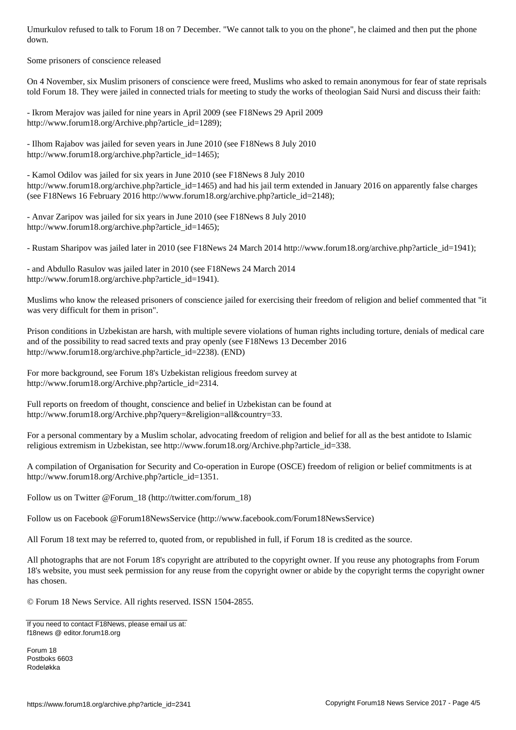Umurkulov refused to talk to Forum 18 on 7 December. "We cannot talk to you on the phone", he claimed and then put the phone down.

## Some prisoners of conscience released

On 4 November, six Muslim prisoners of conscience were freed, Muslims who asked to remain anonymous for fear of state reprisals told Forum 18. They were jailed in connected trials for meeting to study the works of theologian Said Nursi and discuss their faith:

- Ikrom Merajov was jailed for nine years in April 2009 (see F18News 29 April 2009 http://www.forum18.org/Archive.php?article_id=1289);

- Ilhom Rajabov was jailed for seven years in June 2010 (see F18News 8 July 2010 http://www.forum18.org/archive.php?article_id=1465);

- Kamol Odilov was jailed for six years in June 2010 (see F18News 8 July 2010 http://www.forum18.org/archive.php?article_id=1465) and had his jail term extended in January 2016 on apparently false charges (see F18News 16 February 2016 http://www.forum18.org/archive.php?article_id=2148);

- Anvar Zaripov was jailed for six years in June 2010 (see F18News 8 July 2010 http://www.forum18.org/archive.php?article_id=1465);

- Rustam Sharipov was jailed later in 2010 (see F18News 24 March 2014 http://www.forum18.org/archive.php?article_id=1941);

- and Abdullo Rasulov was jailed later in 2010 (see F18News 24 March 2014 http://www.forum18.org/archive.php?article_id=1941).

Muslims who know the released prisoners of conscience jailed for exercising their freedom of religion and belief commented that "it was very difficult for them in prison".

Prison conditions in Uzbekistan are harsh, with multiple severe violations of human rights including torture, denials of medical care and of the possibility to read sacred texts and pray openly (see F18News 13 December 2016 http://www.forum18.org/archive.php?article_id=2238). (END)

For more background, see Forum 18's Uzbekistan religious freedom survey at http://www.forum18.org/Archive.php?article_id=2314.

Full reports on freedom of thought, conscience and belief in Uzbekistan can be found at http://www.forum18.org/Archive.php?query=&religion=all&country=33.

For a personal commentary by a Muslim scholar, advocating freedom of religion and belief for all as the best antidote to Islamic religious extremism in Uzbekistan, see http://www.forum18.org/Archive.php?article_id=338.

A compilation of Organisation for Security and Co-operation in Europe (OSCE) freedom of religion or belief commitments is at http://www.forum18.org/Archive.php?article_id=1351.

Follow us on Twitter @Forum_18 (http://twitter.com/forum_18)

Follow us on Facebook @Forum18NewsService (http://www.facebook.com/Forum18NewsService)

All Forum 18 text may be referred to, quoted from, or republished in full, if Forum 18 is credited as the source.

All photographs that are not Forum 18's copyright are attributed to the copyright owner. If you reuse any photographs from Forum 18's website, you must seek permission for any reuse from the copyright owner or abide by the copyright terms the copyright owner has chosen.

© Forum 18 News Service. All rights reserved. ISSN 1504-2855.

If you need to contact F18News, please email us at:
f18news @ editor.forum18.org

Forum 18
Postboks 6603
Rodeløkka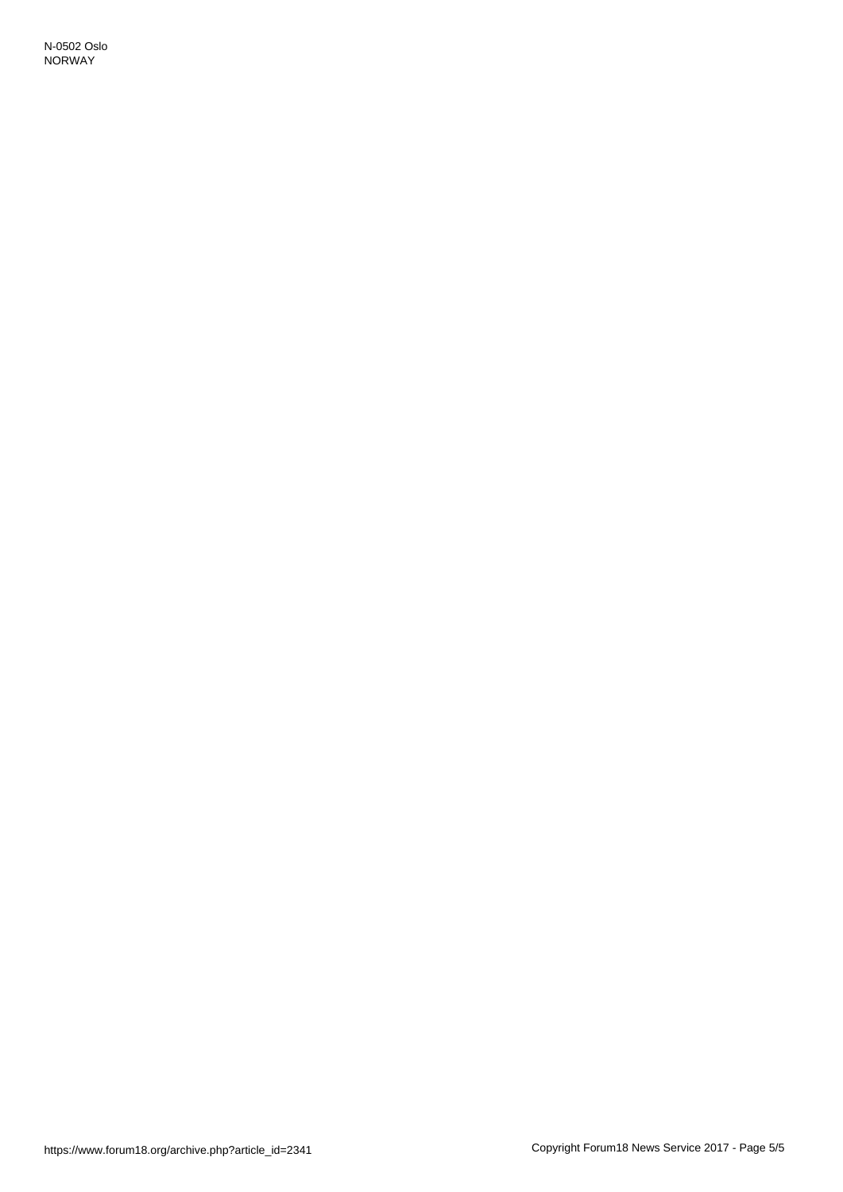N-0502 Oslo
NORWAY